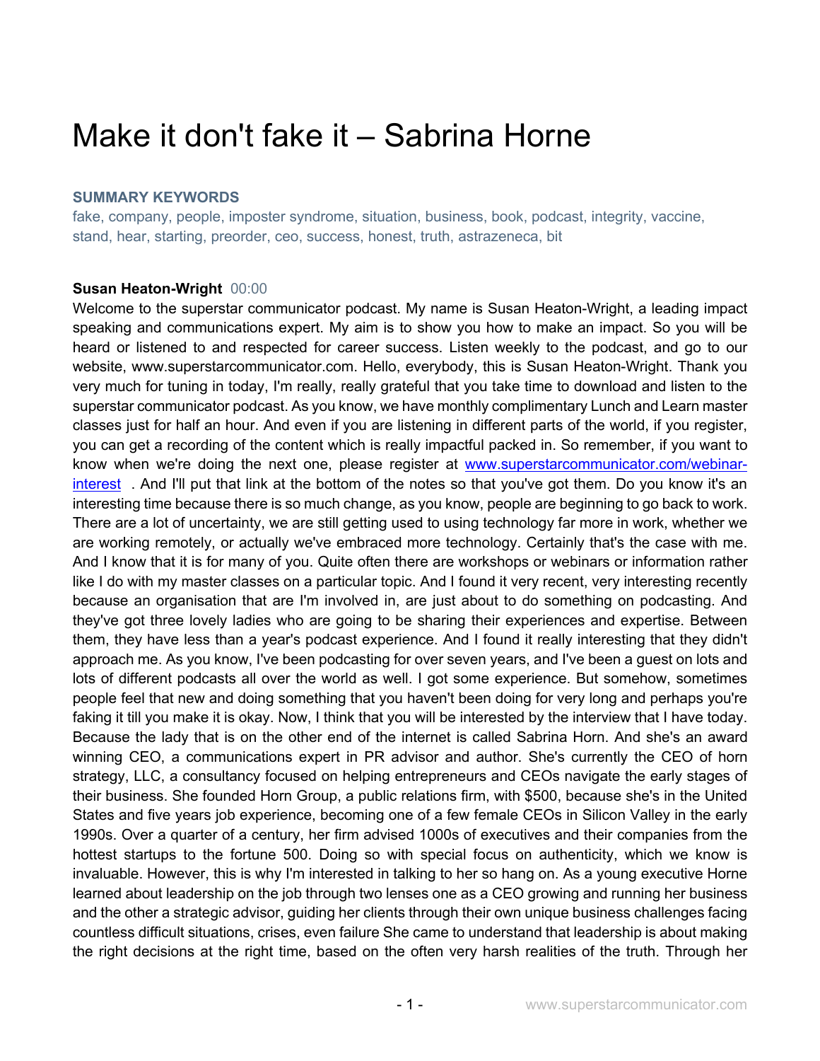# Make it don't fake it – Sabrina Horne

**SUMMARY KEYWORDS**

fake, company, people, imposter syndrome, situation, business, book, podcast, integrity, vaccine, stand, hear, starting, preorder, ceo, success, honest, truth, astrazeneca, bit

**Susan Heaton-Wright** 00:00

Welcome to the superstar communicator podcast. My name is Susan Heaton-Wright, a leading impact speaking and communications expert. My aim is to show you how to make an impact. So you will be heard or listened to and respected for career success. Listen weekly to the podcast, and go to our website, www.superstarcommunicator.com. Hello, everybody, this is Susan Heaton-Wright. Thank you very much for tuning in today, I'm really, really grateful that you take time to download and listen to the superstar communicator podcast. As you know, we have monthly complimentary Lunch and Learn master classes just for half an hour. And even if you are listening in different parts of the world, if you register, you can get a recording of the content which is really impactful packed in. So remember, if you want to know when we're doing the next one, please register at [www.superstarcommunicator.com/webinar-interest](www.superstarcommunicator.com/webinar-interest) . And I'll put that link at the bottom of the notes so that you've got them. Do you know it's an interesting time because there is so much change, as you know, people are beginning to go back to work. There are a lot of uncertainty, we are still getting used to using technology far more in work, whether we are working remotely, or actually we've embraced more technology. Certainly that's the case with me. And I know that it is for many of you. Quite often there are workshops or webinars or information rather like I do with my master classes on a particular topic. And I found it very recent, very interesting recently because an organisation that are I'm involved in, are just about to do something on podcasting. And they've got three lovely ladies who are going to be sharing their experiences and expertise. Between them, they have less than a year's podcast experience. And I found it really interesting that they didn't approach me. As you know, I've been podcasting for over seven years, and I've been a guest on lots and lots of different podcasts all over the world as well. I got some experience. But somehow, sometimes people feel that new and doing something that you haven't been doing for very long and perhaps you're faking it till you make it is okay. Now, I think that you will be interested by the interview that I have today. Because the lady that is on the other end of the internet is called Sabrina Horn. And she's an award winning CEO, a communications expert in PR advisor and author. She's currently the CEO of horn strategy, LLC, a consultancy focused on helping entrepreneurs and CEOs navigate the early stages of their business. She founded Horn Group, a public relations firm, with $500, because she's in the United States and five years job experience, becoming one of a few female CEOs in Silicon Valley in the early 1990s. Over a quarter of a century, her firm advised 1000s of executives and their companies from the hottest startups to the fortune 500. Doing so with special focus on authenticity, which we know is invaluable. However, this is why I'm interested in talking to her so hang on. As a young executive Horne learned about leadership on the job through two lenses one as a CEO growing and running her business and the other a strategic advisor, guiding her clients through their own unique business challenges facing countless difficult situations, crises, even failure She came to understand that leadership is about making the right decisions at the right time, based on the often very harsh realities of the truth. Through her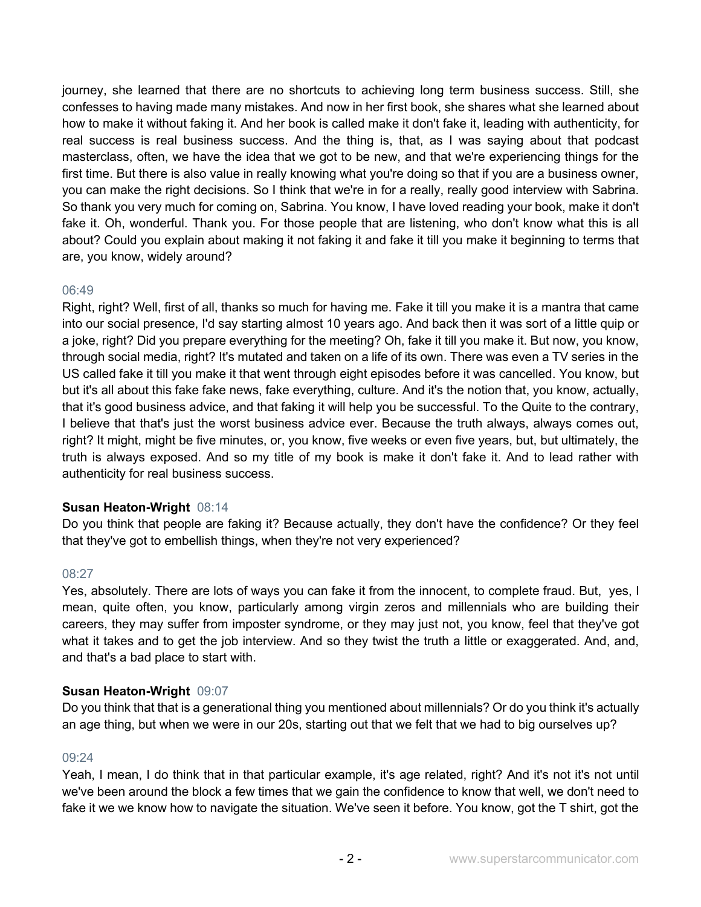journey, she learned that there are no shortcuts to achieving long term business success. Still, she confesses to having made many mistakes. And now in her first book, she shares what she learned about how to make it without faking it. And her book is called make it don't fake it, leading with authenticity, for real success is real business success. And the thing is, that, as I was saying about that podcast masterclass, often, we have the idea that we got to be new, and that we're experiencing things for the first time. But there is also value in really knowing what you're doing so that if you are a business owner, you can make the right decisions. So I think that we're in for a really, really good interview with Sabrina. So thank you very much for coming on, Sabrina. You know, I have loved reading your book, make it don't fake it. Oh, wonderful. Thank you. For those people that are listening, who don't know what this is all about? Could you explain about making it not faking it and fake it till you make it beginning to terms that are, you know, widely around?

06:49

Right, right? Well, first of all, thanks so much for having me. Fake it till you make it is a mantra that came into our social presence, I'd say starting almost 10 years ago. And back then it was sort of a little quip or a joke, right? Did you prepare everything for the meeting? Oh, fake it till you make it. But now, you know, through social media, right? It's mutated and taken on a life of its own. There was even a TV series in the US called fake it till you make it that went through eight episodes before it was cancelled. You know, but but it's all about this fake fake news, fake everything, culture. And it's the notion that, you know, actually, that it's good business advice, and that faking it will help you be successful. To the Quite to the contrary, I believe that that's just the worst business advice ever. Because the truth always, always comes out, right? It might, might be five minutes, or, you know, five weeks or even five years, but, but ultimately, the truth is always exposed. And so my title of my book is make it don't fake it. And to lead rather with authenticity for real business success.

**Susan Heaton-Wright** 08:14

Do you think that people are faking it? Because actually, they don't have the confidence? Or they feel that they've got to embellish things, when they're not very experienced?

08:27

Yes, absolutely. There are lots of ways you can fake it from the innocent, to complete fraud. But, yes, I mean, quite often, you know, particularly among virgin zeros and millennials who are building their careers, they may suffer from imposter syndrome, or they may just not, you know, feel that they've got what it takes and to get the job interview. And so they twist the truth a little or exaggerated. And, and, and that's a bad place to start with.

**Susan Heaton-Wright** 09:07

Do you think that that is a generational thing you mentioned about millennials? Or do you think it's actually an age thing, but when we were in our 20s, starting out that we felt that we had to big ourselves up?

09:24

Yeah, I mean, I do think that in that particular example, it's age related, right? And it's not it's not until we've been around the block a few times that we gain the confidence to know that well, we don't need to fake it we we know how to navigate the situation. We've seen it before. You know, got the T shirt, got the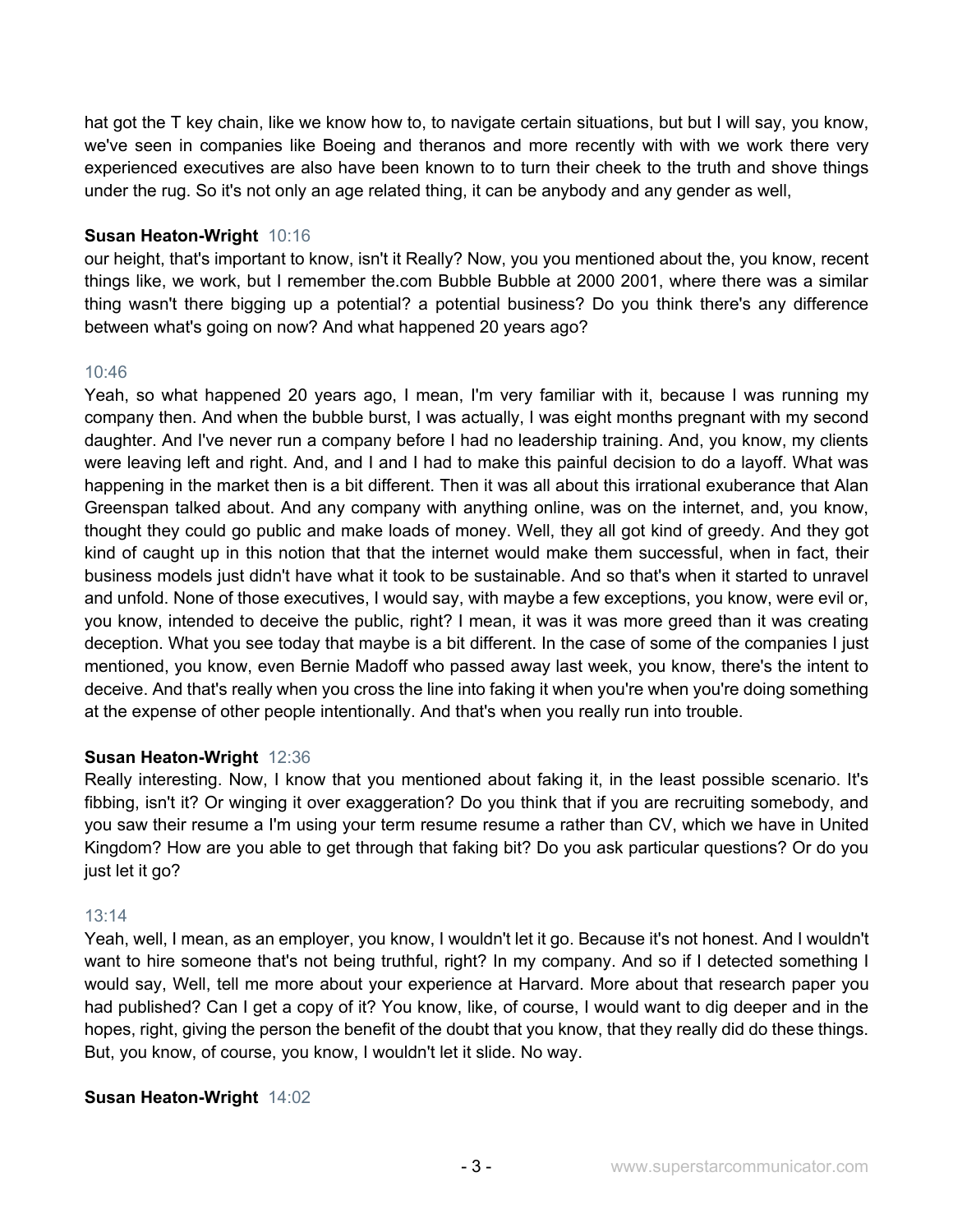hat got the T key chain, like we know how to, to navigate certain situations, but but I will say, you know, we've seen in companies like Boeing and theranos and more recently with with we work there very experienced executives are also have been known to to turn their cheek to the truth and shove things under the rug. So it's not only an age related thing, it can be anybody and any gender as well,

**Susan Heaton-Wright** 10:16
our height, that's important to know, isn't it Really? Now, you you mentioned about the, you know, recent things like, we work, but I remember the.com Bubble Bubble at 2000 2001, where there was a similar thing wasn't there bigging up a potential? a potential business? Do you think there's any difference between what's going on now? And what happened 20 years ago?

10:46
Yeah, so what happened 20 years ago, I mean, I'm very familiar with it, because I was running my company then. And when the bubble burst, I was actually, I was eight months pregnant with my second daughter. And I've never run a company before I had no leadership training. And, you know, my clients were leaving left and right. And, and I and I had to make this painful decision to do a layoff. What was happening in the market then is a bit different. Then it was all about this irrational exuberance that Alan Greenspan talked about. And any company with anything online, was on the internet, and, you know, thought they could go public and make loads of money. Well, they all got kind of greedy. And they got kind of caught up in this notion that that the internet would make them successful, when in fact, their business models just didn't have what it took to be sustainable. And so that's when it started to unravel and unfold. None of those executives, I would say, with maybe a few exceptions, you know, were evil or, you know, intended to deceive the public, right? I mean, it was it was more greed than it was creating deception. What you see today that maybe is a bit different. In the case of some of the companies I just mentioned, you know, even Bernie Madoff who passed away last week, you know, there's the intent to deceive. And that's really when you cross the line into faking it when you're when you're doing something at the expense of other people intentionally. And that's when you really run into trouble.

**Susan Heaton-Wright** 12:36
Really interesting. Now, I know that you mentioned about faking it, in the least possible scenario. It's fibbing, isn't it? Or winging it over exaggeration? Do you think that if you are recruiting somebody, and you saw their resume a I'm using your term resume resume a rather than CV, which we have in United Kingdom? How are you able to get through that faking bit? Do you ask particular questions? Or do you just let it go?

13:14
Yeah, well, I mean, as an employer, you know, I wouldn't let it go. Because it's not honest. And I wouldn't want to hire someone that's not being truthful, right? In my company. And so if I detected something I would say, Well, tell me more about your experience at Harvard. More about that research paper you had published? Can I get a copy of it? You know, like, of course, I would want to dig deeper and in the hopes, right, giving the person the benefit of the doubt that you know, that they really did do these things. But, you know, of course, you know, I wouldn't let it slide. No way.

**Susan Heaton-Wright** 14:02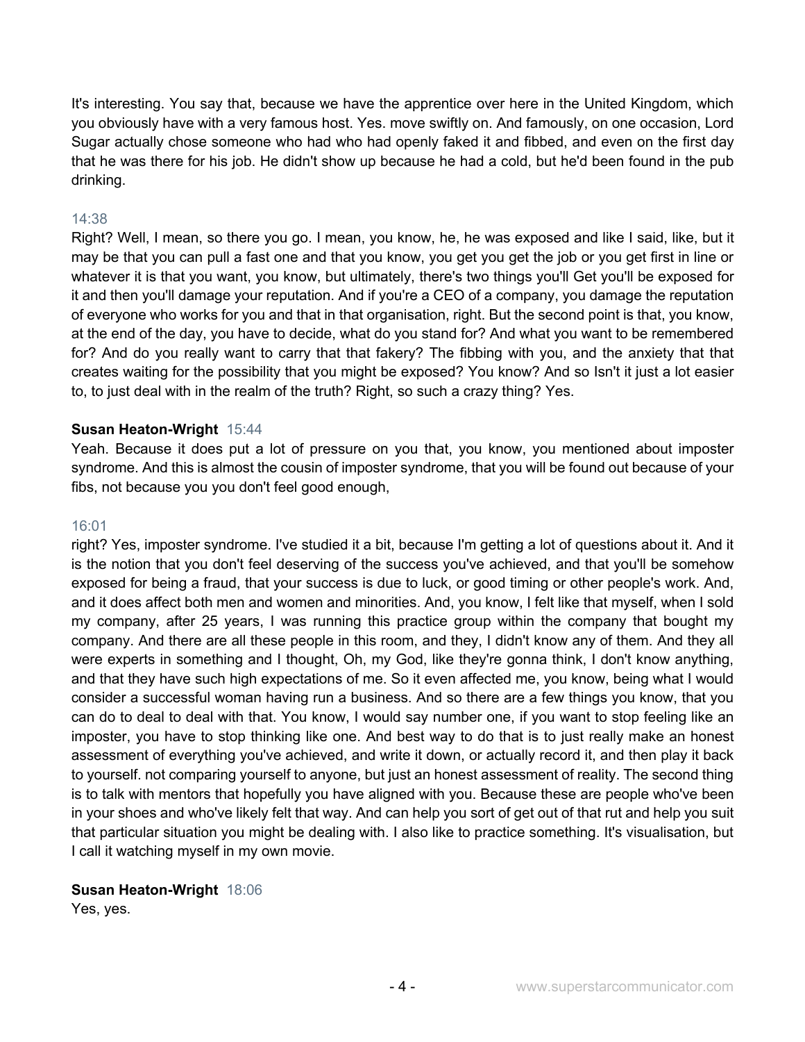It's interesting. You say that, because we have the apprentice over here in the United Kingdom, which you obviously have with a very famous host. Yes. move swiftly on. And famously, on one occasion, Lord Sugar actually chose someone who had who had openly faked it and fibbed, and even on the first day that he was there for his job. He didn't show up because he had a cold, but he'd been found in the pub drinking.

14:38
Right? Well, I mean, so there you go. I mean, you know, he, he was exposed and like I said, like, but it may be that you can pull a fast one and that you know, you get you get the job or you get first in line or whatever it is that you want, you know, but ultimately, there's two things you'll Get you'll be exposed for it and then you'll damage your reputation. And if you're a CEO of a company, you damage the reputation of everyone who works for you and that in that organisation, right. But the second point is that, you know, at the end of the day, you have to decide, what do you stand for? And what you want to be remembered for? And do you really want to carry that that fakery? The fibbing with you, and the anxiety that that creates waiting for the possibility that you might be exposed? You know? And so Isn't it just a lot easier to, to just deal with in the realm of the truth? Right, so such a crazy thing? Yes.

**Susan Heaton-Wright** 15:44
Yeah. Because it does put a lot of pressure on you that, you know, you mentioned about imposter syndrome. And this is almost the cousin of imposter syndrome, that you will be found out because of your fibs, not because you you don't feel good enough,

16:01
right? Yes, imposter syndrome. I've studied it a bit, because I'm getting a lot of questions about it. And it is the notion that you don't feel deserving of the success you've achieved, and that you'll be somehow exposed for being a fraud, that your success is due to luck, or good timing or other people's work. And, and it does affect both men and women and minorities. And, you know, I felt like that myself, when I sold my company, after 25 years, I was running this practice group within the company that bought my company. And there are all these people in this room, and they, I didn't know any of them. And they all were experts in something and I thought, Oh, my God, like they're gonna think, I don't know anything, and that they have such high expectations of me. So it even affected me, you know, being what I would consider a successful woman having run a business. And so there are a few things you know, that you can do to deal to deal with that. You know, I would say number one, if you want to stop feeling like an imposter, you have to stop thinking like one. And best way to do that is to just really make an honest assessment of everything you've achieved, and write it down, or actually record it, and then play it back to yourself. not comparing yourself to anyone, but just an honest assessment of reality. The second thing is to talk with mentors that hopefully you have aligned with you. Because these are people who've been in your shoes and who've likely felt that way. And can help you sort of get out of that rut and help you suit that particular situation you might be dealing with. I also like to practice something. It's visualisation, but I call it watching myself in my own movie.

**Susan Heaton-Wright** 18:06
Yes, yes.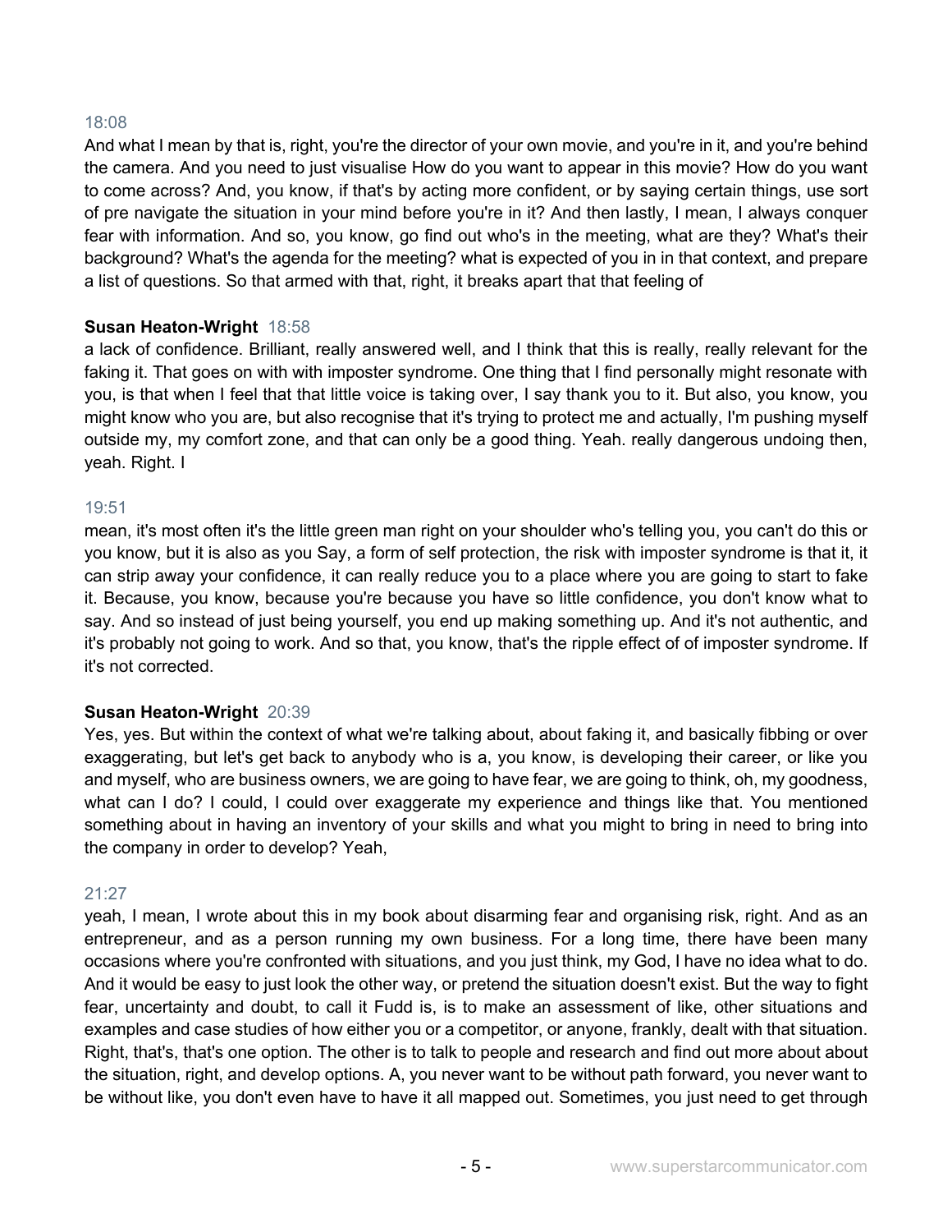18:08

And what I mean by that is, right, you're the director of your own movie, and you're in it, and you're behind the camera. And you need to just visualise How do you want to appear in this movie? How do you want to come across? And, you know, if that's by acting more confident, or by saying certain things, use sort of pre navigate the situation in your mind before you're in it? And then lastly, I mean, I always conquer fear with information. And so, you know, go find out who's in the meeting, what are they? What's their background? What's the agenda for the meeting? what is expected of you in in that context, and prepare a list of questions. So that armed with that, right, it breaks apart that that feeling of

**Susan Heaton-Wright** 18:58

a lack of confidence. Brilliant, really answered well, and I think that this is really, really relevant for the faking it. That goes on with with imposter syndrome. One thing that I find personally might resonate with you, is that when I feel that that little voice is taking over, I say thank you to it. But also, you know, you might know who you are, but also recognise that it's trying to protect me and actually, I'm pushing myself outside my, my comfort zone, and that can only be a good thing. Yeah. really dangerous undoing then, yeah. Right. I

19:51

mean, it's most often it's the little green man right on your shoulder who's telling you, you can't do this or you know, but it is also as you Say, a form of self protection, the risk with imposter syndrome is that it, it can strip away your confidence, it can really reduce you to a place where you are going to start to fake it. Because, you know, because you're because you have so little confidence, you don't know what to say. And so instead of just being yourself, you end up making something up. And it's not authentic, and it's probably not going to work. And so that, you know, that's the ripple effect of of imposter syndrome. If it's not corrected.

**Susan Heaton-Wright** 20:39

Yes, yes. But within the context of what we're talking about, about faking it, and basically fibbing or over exaggerating, but let's get back to anybody who is a, you know, is developing their career, or like you and myself, who are business owners, we are going to have fear, we are going to think, oh, my goodness, what can I do? I could, I could over exaggerate my experience and things like that. You mentioned something about in having an inventory of your skills and what you might to bring in need to bring into the company in order to develop? Yeah,

21:27

yeah, I mean, I wrote about this in my book about disarming fear and organising risk, right. And as an entrepreneur, and as a person running my own business. For a long time, there have been many occasions where you're confronted with situations, and you just think, my God, I have no idea what to do. And it would be easy to just look the other way, or pretend the situation doesn't exist. But the way to fight fear, uncertainty and doubt, to call it Fudd is, is to make an assessment of like, other situations and examples and case studies of how either you or a competitor, or anyone, frankly, dealt with that situation. Right, that's, that's one option. The other is to talk to people and research and find out more about about the situation, right, and develop options. A, you never want to be without path forward, you never want to be without like, you don't even have to have it all mapped out. Sometimes, you just need to get through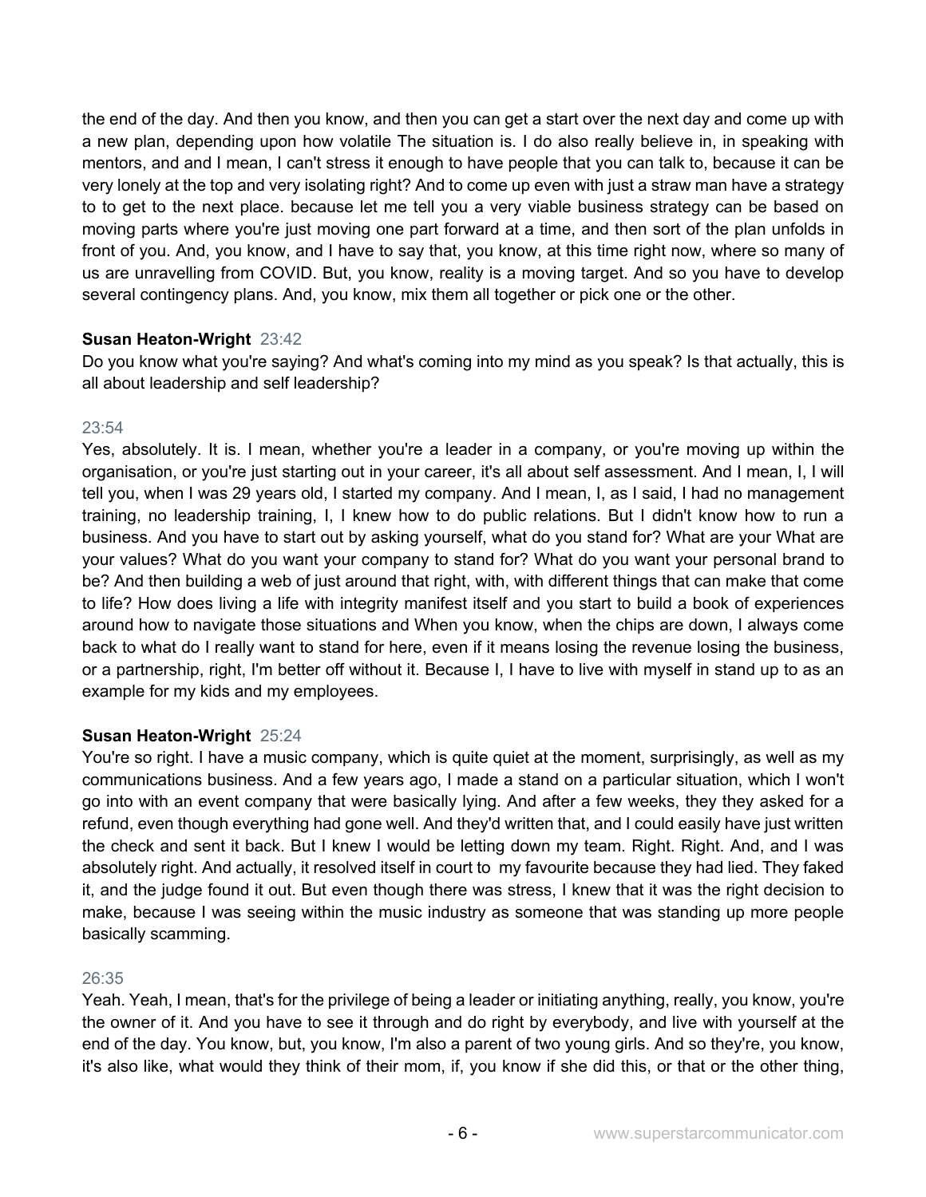the end of the day. And then you know, and then you can get a start over the next day and come up with a new plan, depending upon how volatile The situation is. I do also really believe in, in speaking with mentors, and and I mean, I can't stress it enough to have people that you can talk to, because it can be very lonely at the top and very isolating right? And to come up even with just a straw man have a strategy to to get to the next place. because let me tell you a very viable business strategy can be based on moving parts where you're just moving one part forward at a time, and then sort of the plan unfolds in front of you. And, you know, and I have to say that, you know, at this time right now, where so many of us are unravelling from COVID. But, you know, reality is a moving target. And so you have to develop several contingency plans. And, you know, mix them all together or pick one or the other.

**Susan Heaton-Wright** 23:42
Do you know what you're saying? And what's coming into my mind as you speak? Is that actually, this is all about leadership and self leadership?

23:54
Yes, absolutely. It is. I mean, whether you're a leader in a company, or you're moving up within the organisation, or you're just starting out in your career, it's all about self assessment. And I mean, I, I will tell you, when I was 29 years old, I started my company. And I mean, I, as I said, I had no management training, no leadership training, I, I knew how to do public relations. But I didn't know how to run a business. And you have to start out by asking yourself, what do you stand for? What are your What are your values? What do you want your company to stand for? What do you want your personal brand to be? And then building a web of just around that right, with, with different things that can make that come to life? How does living a life with integrity manifest itself and you start to build a book of experiences around how to navigate those situations and When you know, when the chips are down, I always come back to what do I really want to stand for here, even if it means losing the revenue losing the business, or a partnership, right, I'm better off without it. Because I, I have to live with myself in stand up to as an example for my kids and my employees.

**Susan Heaton-Wright** 25:24
You're so right. I have a music company, which is quite quiet at the moment, surprisingly, as well as my communications business. And a few years ago, I made a stand on a particular situation, which I won't go into with an event company that were basically lying. And after a few weeks, they they asked for a refund, even though everything had gone well. And they'd written that, and I could easily have just written the check and sent it back. But I knew I would be letting down my team. Right. Right. And, and I was absolutely right. And actually, it resolved itself in court to my favourite because they had lied. They faked it, and the judge found it out. But even though there was stress, I knew that it was the right decision to make, because I was seeing within the music industry as someone that was standing up more people basically scamming.

26:35
Yeah. Yeah, I mean, that's for the privilege of being a leader or initiating anything, really, you know, you're the owner of it. And you have to see it through and do right by everybody, and live with yourself at the end of the day. You know, but, you know, I'm also a parent of two young girls. And so they're, you know, it's also like, what would they think of their mom, if, you know if she did this, or that or the other thing,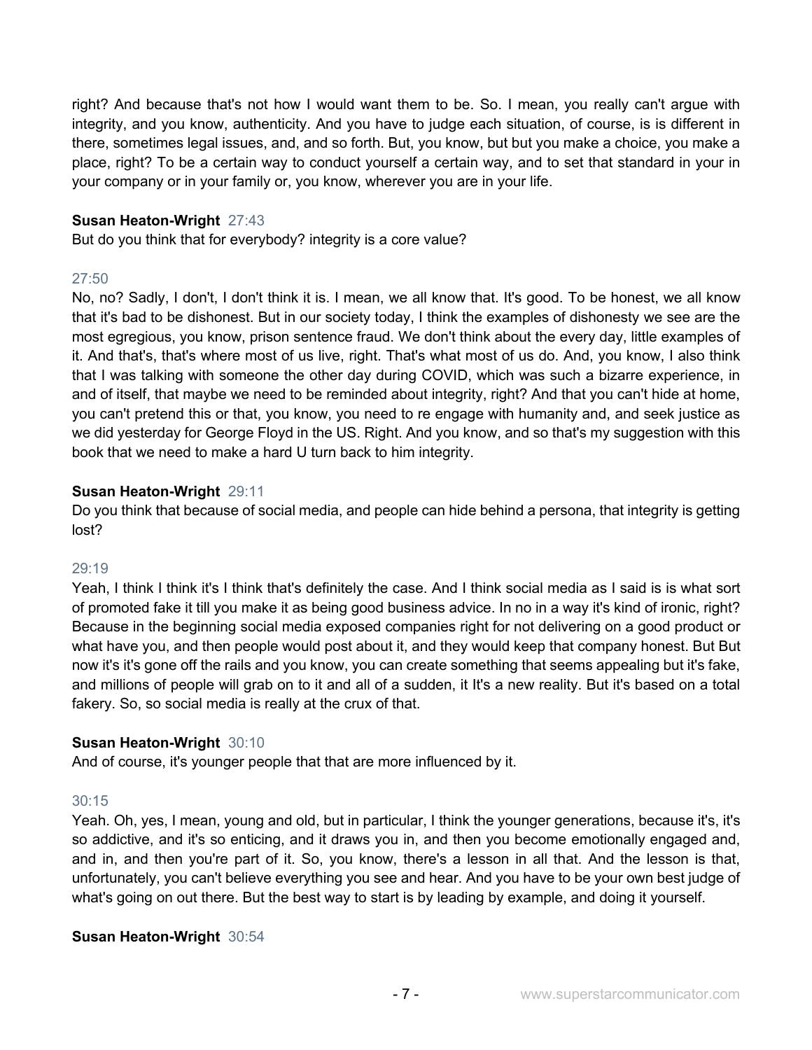right? And because that's not how I would want them to be. So. I mean, you really can't argue with integrity, and you know, authenticity. And you have to judge each situation, of course, is is different in there, sometimes legal issues, and, and so forth. But, you know, but but you make a choice, you make a place, right? To be a certain way to conduct yourself a certain way, and to set that standard in your in your company or in your family or, you know, wherever you are in your life.

**Susan Heaton-Wright** 27:43
But do you think that for everybody? integrity is a core value?

27:50
No, no? Sadly, I don't, I don't think it is. I mean, we all know that. It's good. To be honest, we all know that it's bad to be dishonest. But in our society today, I think the examples of dishonesty we see are the most egregious, you know, prison sentence fraud. We don't think about the every day, little examples of it. And that's, that's where most of us live, right. That's what most of us do. And, you know, I also think that I was talking with someone the other day during COVID, which was such a bizarre experience, in and of itself, that maybe we need to be reminded about integrity, right? And that you can't hide at home, you can't pretend this or that, you know, you need to re engage with humanity and, and seek justice as we did yesterday for George Floyd in the US. Right. And you know, and so that's my suggestion with this book that we need to make a hard U turn back to him integrity.

**Susan Heaton-Wright** 29:11
Do you think that because of social media, and people can hide behind a persona, that integrity is getting lost?

29:19
Yeah, I think I think it's I think that's definitely the case. And I think social media as I said is is what sort of promoted fake it till you make it as being good business advice. In no in a way it's kind of ironic, right? Because in the beginning social media exposed companies right for not delivering on a good product or what have you, and then people would post about it, and they would keep that company honest. But But now it's it's gone off the rails and you know, you can create something that seems appealing but it's fake, and millions of people will grab on to it and all of a sudden, it It's a new reality. But it's based on a total fakery. So, so social media is really at the crux of that.

**Susan Heaton-Wright** 30:10
And of course, it's younger people that that are more influenced by it.

30:15
Yeah. Oh, yes, I mean, young and old, but in particular, I think the younger generations, because it's, it's so addictive, and it's so enticing, and it draws you in, and then you become emotionally engaged and, and in, and then you're part of it. So, you know, there's a lesson in all that. And the lesson is that, unfortunately, you can't believe everything you see and hear. And you have to be your own best judge of what's going on out there. But the best way to start is by leading by example, and doing it yourself.

**Susan Heaton-Wright** 30:54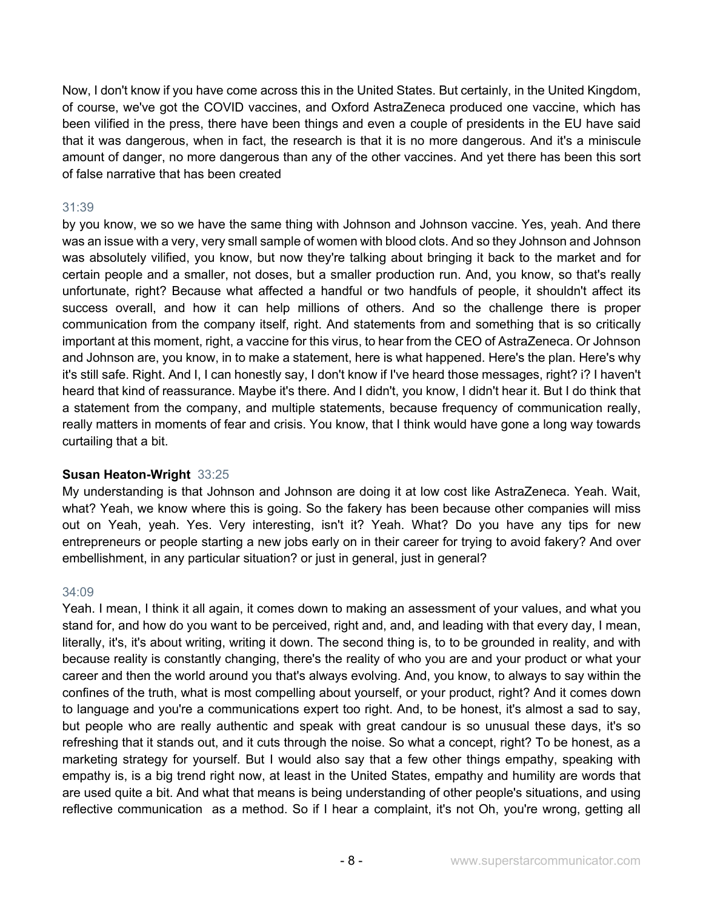Now, I don't know if you have come across this in the United States. But certainly, in the United Kingdom, of course, we've got the COVID vaccines, and Oxford AstraZeneca produced one vaccine, which has been vilified in the press, there have been things and even a couple of presidents in the EU have said that it was dangerous, when in fact, the research is that it is no more dangerous. And it's a miniscule amount of danger, no more dangerous than any of the other vaccines. And yet there has been this sort of false narrative that has been created

31:39

by you know, we so we have the same thing with Johnson and Johnson vaccine. Yes, yeah. And there was an issue with a very, very small sample of women with blood clots. And so they Johnson and Johnson was absolutely vilified, you know, but now they're talking about bringing it back to the market and for certain people and a smaller, not doses, but a smaller production run. And, you know, so that's really unfortunate, right? Because what affected a handful or two handfuls of people, it shouldn't affect its success overall, and how it can help millions of others. And so the challenge there is proper communication from the company itself, right. And statements from and something that is so critically important at this moment, right, a vaccine for this virus, to hear from the CEO of AstraZeneca. Or Johnson and Johnson are, you know, in to make a statement, here is what happened. Here's the plan. Here's why it's still safe. Right. And I, I can honestly say, I don't know if I've heard those messages, right? i? I haven't heard that kind of reassurance. Maybe it's there. And I didn't, you know, I didn't hear it. But I do think that a statement from the company, and multiple statements, because frequency of communication really, really matters in moments of fear and crisis. You know, that I think would have gone a long way towards curtailing that a bit.

**Susan Heaton-Wright** 33:25

My understanding is that Johnson and Johnson are doing it at low cost like AstraZeneca. Yeah. Wait, what? Yeah, we know where this is going. So the fakery has been because other companies will miss out on Yeah, yeah. Yes. Very interesting, isn't it? Yeah. What? Do you have any tips for new entrepreneurs or people starting a new jobs early on in their career for trying to avoid fakery? And over embellishment, in any particular situation? or just in general, just in general?

34:09

Yeah. I mean, I think it all again, it comes down to making an assessment of your values, and what you stand for, and how do you want to be perceived, right and, and, and leading with that every day, I mean, literally, it's, it's about writing, writing it down. The second thing is, to to be grounded in reality, and with because reality is constantly changing, there's the reality of who you are and your product or what your career and then the world around you that's always evolving. And, you know, to always to say within the confines of the truth, what is most compelling about yourself, or your product, right? And it comes down to language and you're a communications expert too right. And, to be honest, it's almost a sad to say, but people who are really authentic and speak with great candour is so unusual these days, it's so refreshing that it stands out, and it cuts through the noise. So what a concept, right? To be honest, as a marketing strategy for yourself. But I would also say that a few other things empathy, speaking with empathy is, is a big trend right now, at least in the United States, empathy and humility are words that are used quite a bit. And what that means is being understanding of other people's situations, and using reflective communication as a method. So if I hear a complaint, it's not Oh, you're wrong, getting all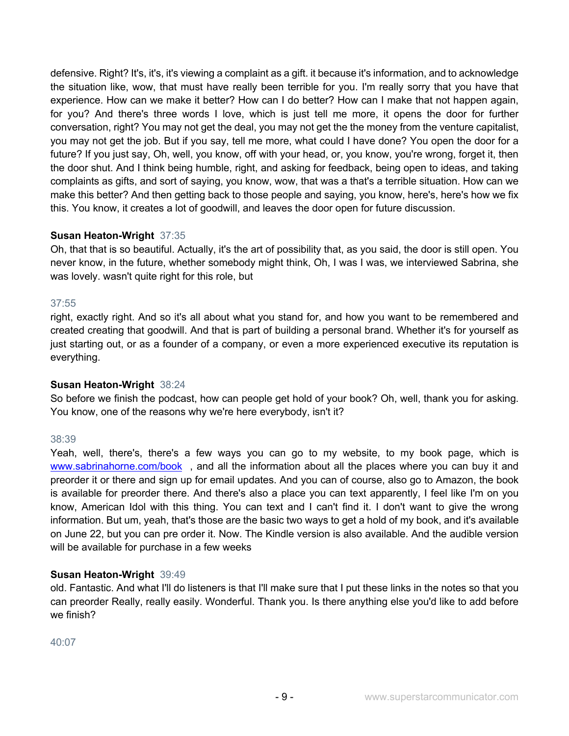defensive. Right? It's, it's, it's viewing a complaint as a gift. it because it's information, and to acknowledge the situation like, wow, that must have really been terrible for you. I'm really sorry that you have that experience. How can we make it better? How can I do better? How can I make that not happen again, for you? And there's three words I love, which is just tell me more, it opens the door for further conversation, right? You may not get the deal, you may not get the the money from the venture capitalist, you may not get the job. But if you say, tell me more, what could I have done? You open the door for a future? If you just say, Oh, well, you know, off with your head, or, you know, you're wrong, forget it, then the door shut. And I think being humble, right, and asking for feedback, being open to ideas, and taking complaints as gifts, and sort of saying, you know, wow, that was a that's a terrible situation. How can we make this better? And then getting back to those people and saying, you know, here's, here's how we fix this. You know, it creates a lot of goodwill, and leaves the door open for future discussion.

**Susan Heaton-Wright** 37:35

Oh, that that is so beautiful. Actually, it's the art of possibility that, as you said, the door is still open. You never know, in the future, whether somebody might think, Oh, I was I was, we interviewed Sabrina, she was lovely. wasn't quite right for this role, but

37:55

right, exactly right. And so it's all about what you stand for, and how you want to be remembered and created creating that goodwill. And that is part of building a personal brand. Whether it's for yourself as just starting out, or as a founder of a company, or even a more experienced executive its reputation is everything.

**Susan Heaton-Wright** 38:24

So before we finish the podcast, how can people get hold of your book? Oh, well, thank you for asking. You know, one of the reasons why we're here everybody, isn't it?

38:39

Yeah, well, there's, there's a few ways you can go to my website, to my book page, which is www.sabrinahorne.com/book , and all the information about all the places where you can buy it and preorder it or there and sign up for email updates. And you can of course, also go to Amazon, the book is available for preorder there. And there's also a place you can text apparently, I feel like I'm on you know, American Idol with this thing. You can text and I can't find it. I don't want to give the wrong information. But um, yeah, that's those are the basic two ways to get a hold of my book, and it's available on June 22, but you can pre order it. Now. The Kindle version is also available. And the audible version will be available for purchase in a few weeks

**Susan Heaton-Wright** 39:49

old. Fantastic. And what I'll do listeners is that I'll make sure that I put these links in the notes so that you can preorder Really, really easily. Wonderful. Thank you. Is there anything else you'd like to add before we finish?

40:07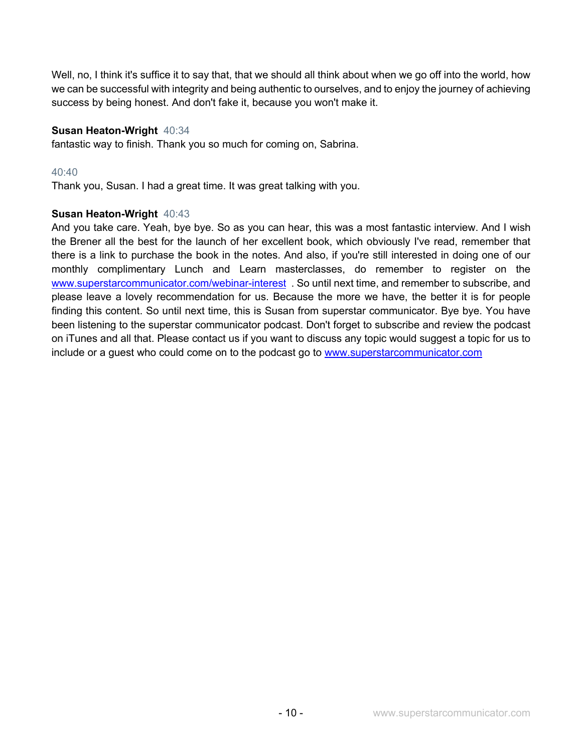Well, no, I think it's suffice it to say that, that we should all think about when we go off into the world, how we can be successful with integrity and being authentic to ourselves, and to enjoy the journey of achieving success by being honest. And don't fake it, because you won't make it.

**Susan Heaton-Wright** 40:34
fantastic way to finish. Thank you so much for coming on, Sabrina.

40:40
Thank you, Susan. I had a great time. It was great talking with you.

**Susan Heaton-Wright** 40:43
And you take care. Yeah, bye bye. So as you can hear, this was a most fantastic interview. And I wish the Brener all the best for the launch of her excellent book, which obviously I've read, remember that there is a link to purchase the book in the notes. And also, if you're still interested in doing one of our monthly complimentary Lunch and Learn masterclasses, do remember to register on the [www.superstarcommunicator.com/webinar-interest](www.superstarcommunicator.com/webinar-interest) . So until next time, and remember to subscribe, and please leave a lovely recommendation for us. Because the more we have, the better it is for people finding this content. So until next time, this is Susan from superstar communicator. Bye bye. You have been listening to the superstar communicator podcast. Don't forget to subscribe and review the podcast on iTunes and all that. Please contact us if you want to discuss any topic would suggest a topic for us to include or a guest who could come on to the podcast go to [www.superstarcommunicator.com](www.superstarcommunicator.com)